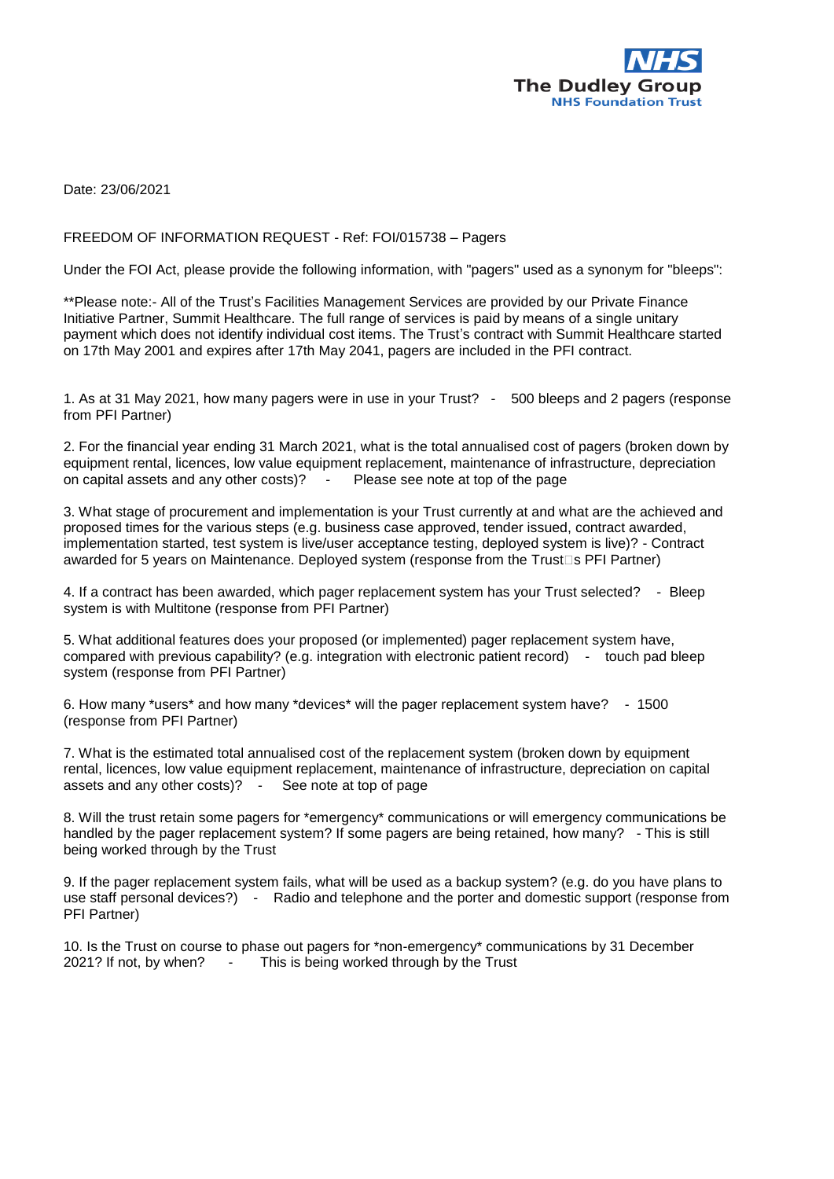NHS
The Dudley Group
NHS Foundation Trust

Date: 23/06/2021

FREEDOM OF INFORMATION REQUEST - Ref: FOI/015738 – Pagers

Under the FOI Act, please provide the following information, with "pagers" used as a synonym for "bleeps":

**Please note:- All of the Trust's Facilities Management Services are provided by our Private Finance Initiative Partner, Summit Healthcare. The full range of services is paid by means of a single unitary payment which does not identify individual cost items. The Trust's contract with Summit Healthcare started on 17th May 2001 and expires after 17th May 2041, pagers are included in the PFI contract.

1. As at 31 May 2021, how many pagers were in use in your Trust? - 500 bleeps and 2 pagers (response from PFI Partner)

2. For the financial year ending 31 March 2021, what is the total annualised cost of pagers (broken down by equipment rental, licences, low value equipment replacement, maintenance of infrastructure, depreciation on capital assets and any other costs)? - Please see note at top of the page

3. What stage of procurement and implementation is your Trust currently at and what are the achieved and proposed times for the various steps (e.g. business case approved, tender issued, contract awarded, implementation started, test system is live/user acceptance testing, deployed system is live)? - Contract awarded for 5 years on Maintenance. Deployed system (response from the Trust's PFI Partner)

4. If a contract has been awarded, which pager replacement system has your Trust selected? - Bleep system is with Multitone (response from PFI Partner)

5. What additional features does your proposed (or implemented) pager replacement system have, compared with previous capability? (e.g. integration with electronic patient record) - touch pad bleep system (response from PFI Partner)

6. How many *users* and how many *devices* will the pager replacement system have? - 1500 (response from PFI Partner)

7. What is the estimated total annualised cost of the replacement system (broken down by equipment rental, licences, low value equipment replacement, maintenance of infrastructure, depreciation on capital assets and any other costs)? - See note at top of page

8. Will the trust retain some pagers for *emergency* communications or will emergency communications be handled by the pager replacement system? If some pagers are being retained, how many? - This is still being worked through by the Trust

9. If the pager replacement system fails, what will be used as a backup system? (e.g. do you have plans to use staff personal devices?) - Radio and telephone and the porter and domestic support (response from PFI Partner)

10. Is the Trust on course to phase out pagers for *non-emergency* communications by 31 December 2021? If not, by when? - This is being worked through by the Trust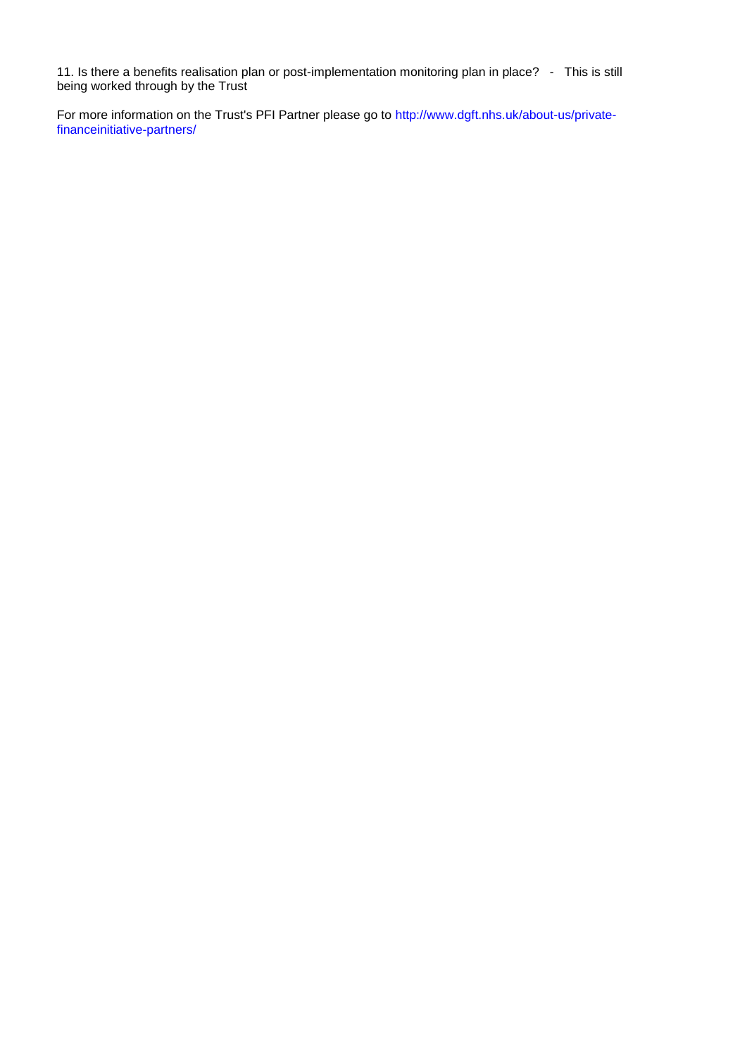11. Is there a benefits realisation plan or post-implementation monitoring plan in place? - This is still being worked through by the Trust

For more information on the Trust's PFI Partner please go to http://www.dgft.nhs.uk/about-us/private-financeinitiative-partners/